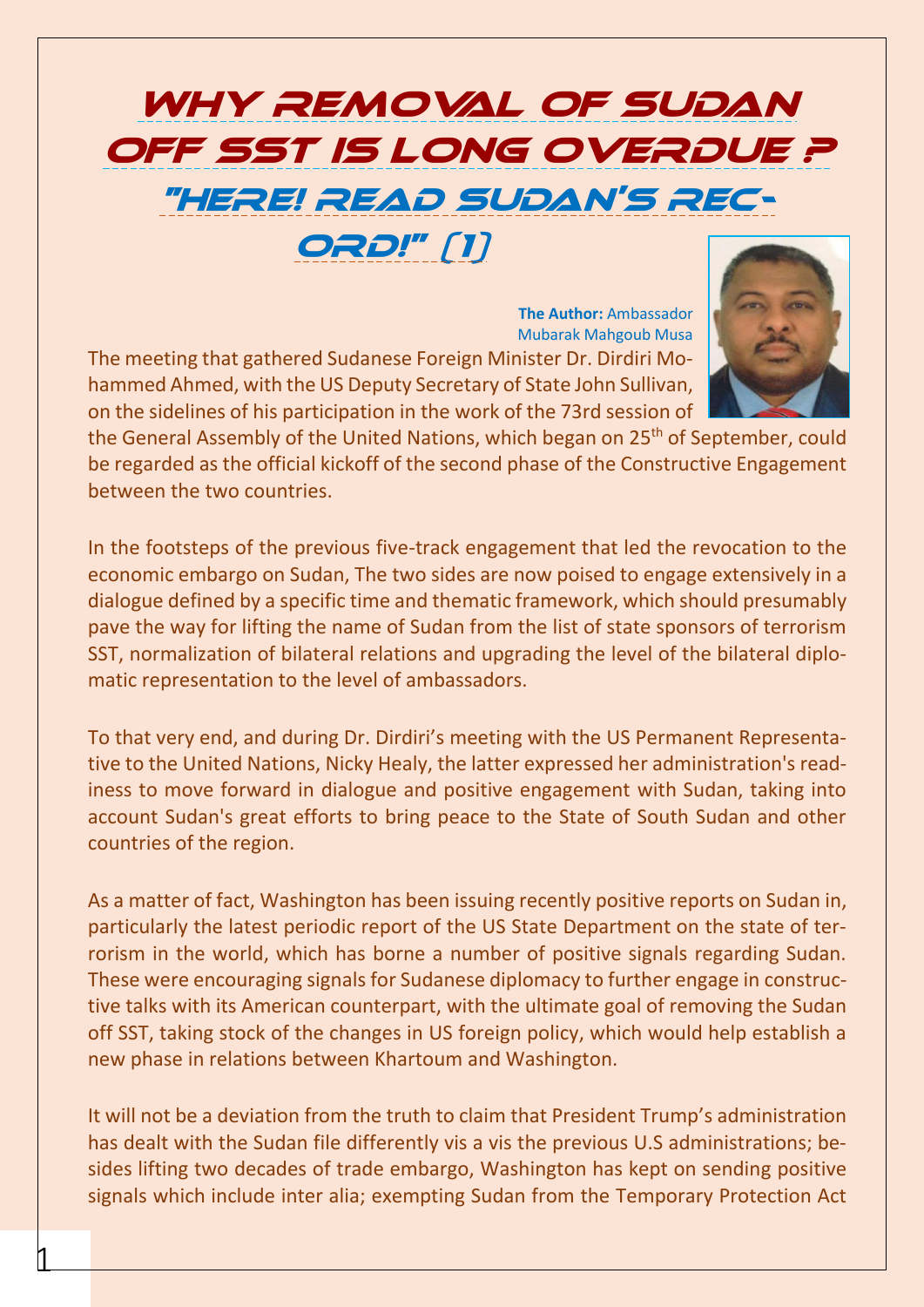# Why Removal of Sudan off SST is Long Overdue ?

## "Here! Read Sudan's Record!" (1)

**The Author:** Ambassador Mubarak Mahgoub Musa

The meeting that gathered Sudanese Foreign Minister Dr. Dirdiri Mohammed Ahmed, with the US Deputy Secretary of State John Sullivan, on the sidelines of his participation in the work of the 73rd session of the General Assembly of the United Nations, which began on 25th of September, could be regarded as the official kickoff of the second phase of the Constructive Engagement between the two countries.

In the footsteps of the previous five-track engagement that led the revocation to the economic embargo on Sudan, The two sides are now poised to engage extensively in a dialogue defined by a specific time and thematic framework, which should presumably pave the way for lifting the name of Sudan from the list of state sponsors of terrorism SST, normalization of bilateral relations and upgrading the level of the bilateral diplomatic representation to the level of ambassadors.

To that very end, and during Dr. Dirdiri's meeting with the US Permanent Representative to the United Nations, Nicky Healy, the latter expressed her administration's readiness to move forward in dialogue and positive engagement with Sudan, taking into account Sudan's great efforts to bring peace to the State of South Sudan and other countries of the region.

As a matter of fact, Washington has been issuing recently positive reports on Sudan in, particularly the latest periodic report of the US State Department on the state of terrorism in the world, which has borne a number of positive signals regarding Sudan. These were encouraging signals for Sudanese diplomacy to further engage in constructive talks with its American counterpart, with the ultimate goal of removing the Sudan off SST, taking stock of the changes in US foreign policy, which would help establish a new phase in relations between Khartoum and Washington.

It will not be a deviation from the truth to claim that President Trump's administration has dealt with the Sudan file differently vis a vis the previous U.S administrations; besides lifting two decades of trade embargo, Washington has kept on sending positive signals which include inter alia; exempting Sudan from the Temporary Protection Act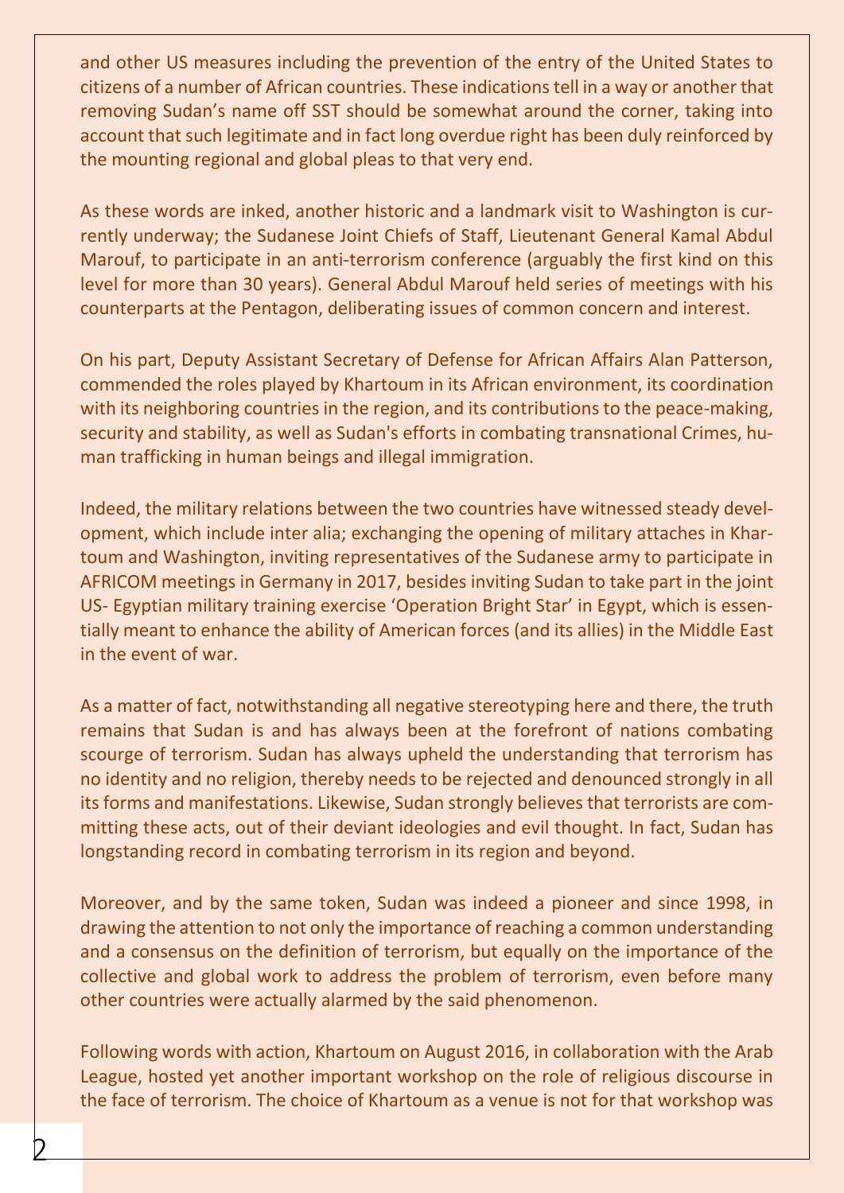and other US measures including the prevention of the entry of the United States to citizens of a number of African countries. These indications tell in a way or another that removing Sudan's name off SST should be somewhat around the corner, taking into account that such legitimate and in fact long overdue right has been duly reinforced by the mounting regional and global pleas to that very end.

As these words are inked, another historic and a landmark visit to Washington is currently underway; the Sudanese Joint Chiefs of Staff, Lieutenant General Kamal Abdul Marouf, to participate in an anti-terrorism conference (arguably the first kind on this level for more than 30 years). General Abdul Marouf held series of meetings with his counterparts at the Pentagon, deliberating issues of common concern and interest.

On his part, Deputy Assistant Secretary of Defense for African Affairs Alan Patterson, commended the roles played by Khartoum in its African environment, its coordination with its neighboring countries in the region, and its contributions to the peace-making, security and stability, as well as Sudan's efforts in combating transnational Crimes, human trafficking in human beings and illegal immigration.

Indeed, the military relations between the two countries have witnessed steady development, which include inter alia; exchanging the opening of military attaches in Khartoum and Washington, inviting representatives of the Sudanese army to participate in AFRICOM meetings in Germany in 2017, besides inviting Sudan to take part in the joint US- Egyptian military training exercise 'Operation Bright Star' in Egypt, which is essentially meant to enhance the ability of American forces (and its allies) in the Middle East in the event of war.

As a matter of fact, notwithstanding all negative stereotyping here and there, the truth remains that Sudan is and has always been at the forefront of nations combating scourge of terrorism. Sudan has always upheld the understanding that terrorism has no identity and no religion, thereby needs to be rejected and denounced strongly in all its forms and manifestations. Likewise, Sudan strongly believes that terrorists are committing these acts, out of their deviant ideologies and evil thought. In fact, Sudan has longstanding record in combating terrorism in its region and beyond.

Moreover, and by the same token, Sudan was indeed a pioneer and since 1998, in drawing the attention to not only the importance of reaching a common understanding and a consensus on the definition of terrorism, but equally on the importance of the collective and global work to address the problem of terrorism, even before many other countries were actually alarmed by the said phenomenon.

Following words with action, Khartoum on August 2016, in collaboration with the Arab League, hosted yet another important workshop on the role of religious discourse in the face of terrorism. The choice of Khartoum as a venue is not for that workshop was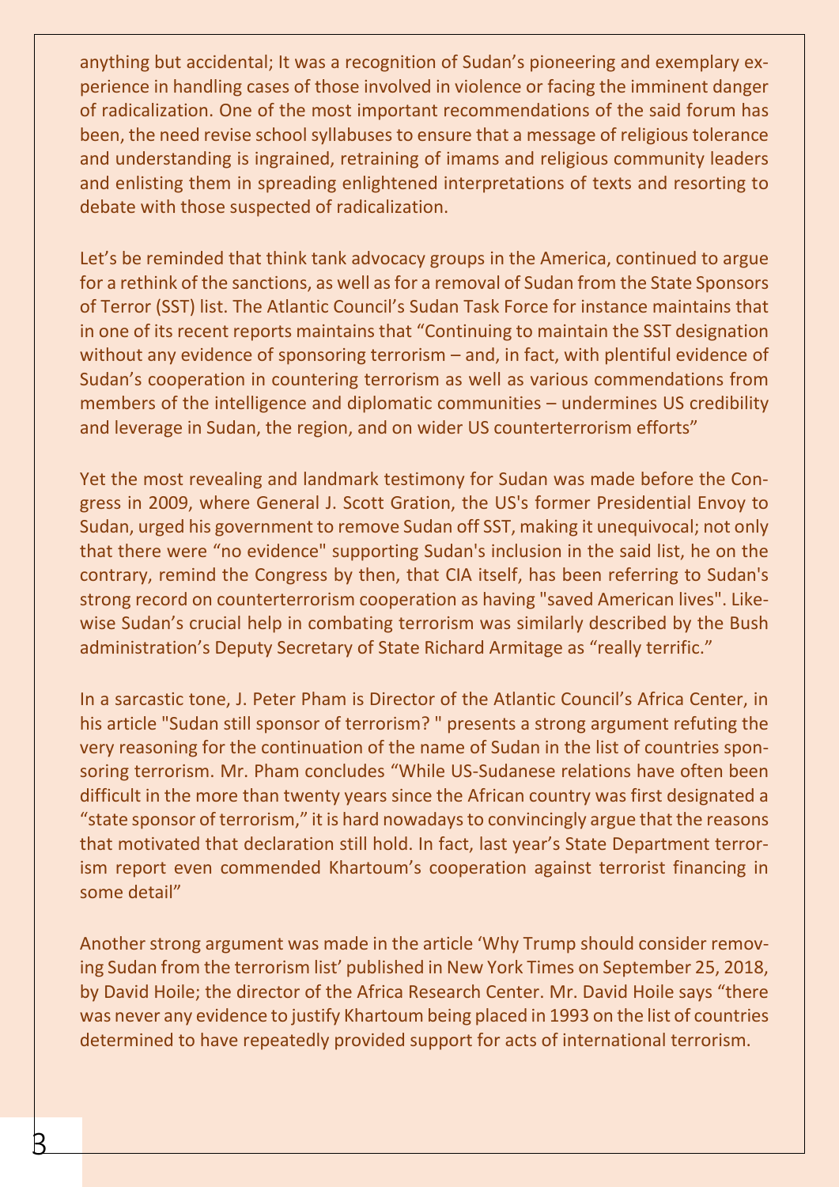anything but accidental; It was a recognition of Sudan's pioneering and exemplary experience in handling cases of those involved in violence or facing the imminent danger of radicalization. One of the most important recommendations of the said forum has been, the need revise school syllabuses to ensure that a message of religious tolerance and understanding is ingrained, retraining of imams and religious community leaders and enlisting them in spreading enlightened interpretations of texts and resorting to debate with those suspected of radicalization.

Let's be reminded that think tank advocacy groups in the America, continued to argue for a rethink of the sanctions, as well as for a removal of Sudan from the State Sponsors of Terror (SST) list. The Atlantic Council's Sudan Task Force for instance maintains that in one of its recent reports maintains that "Continuing to maintain the SST designation without any evidence of sponsoring terrorism – and, in fact, with plentiful evidence of Sudan's cooperation in countering terrorism as well as various commendations from members of the intelligence and diplomatic communities – undermines US credibility and leverage in Sudan, the region, and on wider US counterterrorism efforts"

Yet the most revealing and landmark testimony for Sudan was made before the Congress in 2009, where General J. Scott Gration, the US's former Presidential Envoy to Sudan, urged his government to remove Sudan off SST, making it unequivocal; not only that there were "no evidence" supporting Sudan's inclusion in the said list, he on the contrary, remind the Congress by then, that CIA itself, has been referring to Sudan's strong record on counterterrorism cooperation as having "saved American lives". Likewise Sudan's crucial help in combating terrorism was similarly described by the Bush administration's Deputy Secretary of State Richard Armitage as "really terrific."

In a sarcastic tone, J. Peter Pham is Director of the Atlantic Council's Africa Center, in his article "Sudan still sponsor of terrorism? " presents a strong argument refuting the very reasoning for the continuation of the name of Sudan in the list of countries sponsoring terrorism. Mr. Pham concludes "While US-Sudanese relations have often been difficult in the more than twenty years since the African country was first designated a "state sponsor of terrorism," it is hard nowadays to convincingly argue that the reasons that motivated that declaration still hold. In fact, last year's State Department terrorism report even commended Khartoum's cooperation against terrorist financing in some detail"

Another strong argument was made in the article 'Why Trump should consider removing Sudan from the terrorism list' published in New York Times on September 25, 2018, by David Hoile; the director of the Africa Research Center. Mr. David Hoile says "there was never any evidence to justify Khartoum being placed in 1993 on the list of countries determined to have repeatedly provided support for acts of international terrorism.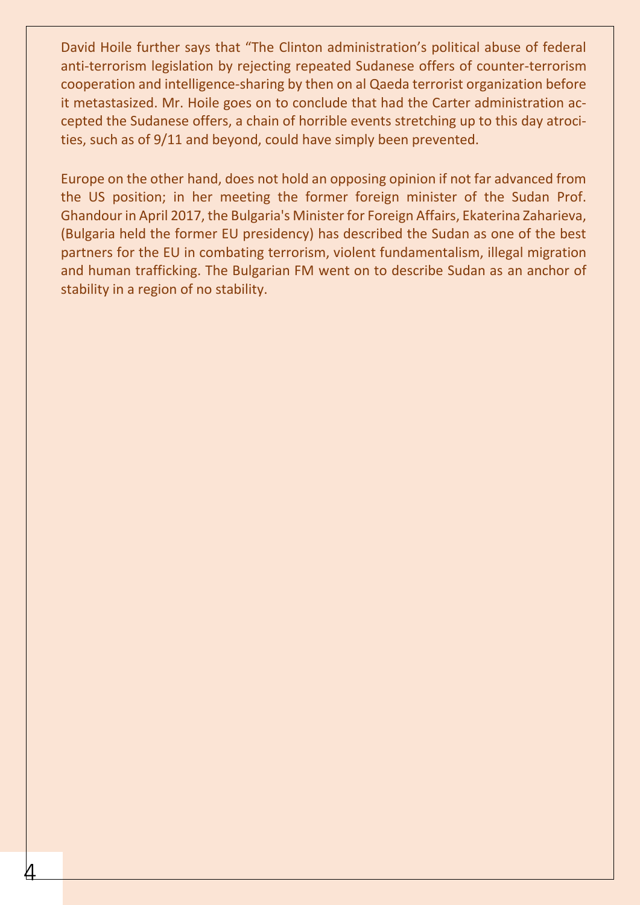David Hoile further says that “The Clinton administration’s political abuse of federal anti-terrorism legislation by rejecting repeated Sudanese offers of counter-terrorism cooperation and intelligence-sharing by then on al Qaeda terrorist organization before it metastasized. Mr. Hoile goes on to conclude that had the Carter administration accepted the Sudanese offers, a chain of horrible events stretching up to this day atrocities, such as of 9/11 and beyond, could have simply been prevented.

Europe on the other hand, does not hold an opposing opinion if not far advanced from the US position; in her meeting the former foreign minister of the Sudan Prof. Ghandour in April 2017, the Bulgaria's Minister for Foreign Affairs, Ekaterina Zaharieva, (Bulgaria held the former EU presidency) has described the Sudan as one of the best partners for the EU in combating terrorism, violent fundamentalism, illegal migration and human trafficking. The Bulgarian FM went on to describe Sudan as an anchor of stability in a region of no stability.